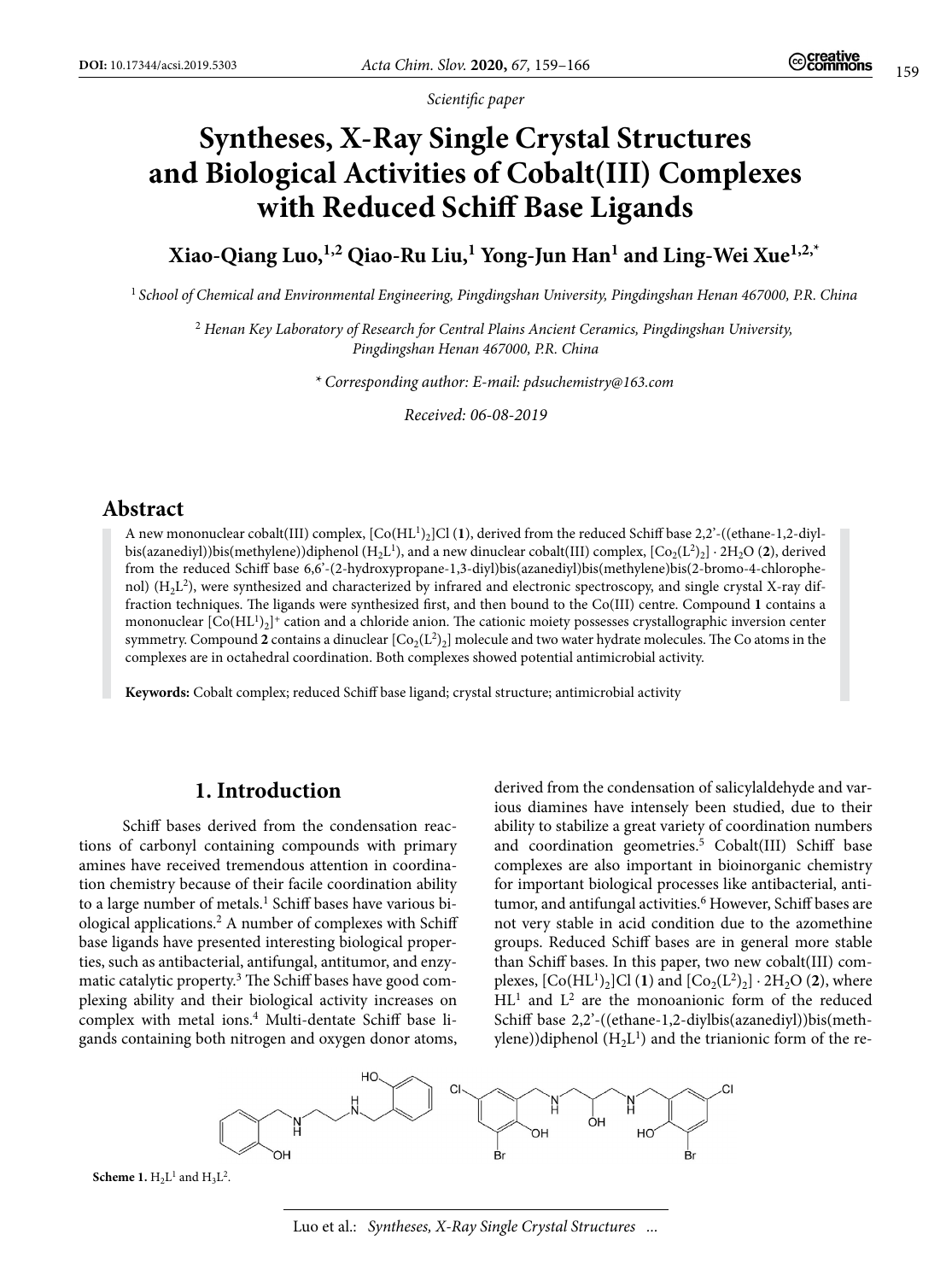*Scientific paper*

# Syntheses, X-Ray Single Crystal Structures and Biological Activities of Cobalt(III) Complexes with Reduced Schiff Base Ligands

**Xiao-Qiang Luo,[1,2] Qiao-Ru Liu,[1] Yong-Jun Han[1] and Ling-Wei Xue[1,2,*]**

[1] *School of Chemical and Environmental Engineering, Pingdingshan University, Pingdingshan Henan 467000, P.R. China*

[2] *Henan Key Laboratory of Research for Central Plains Ancient Ceramics, Pingdingshan University, Pingdingshan Henan 467000, P.R. China*

\* *Corresponding author: E-mail: pdsuchemistry@163.com*

*Received: 06-08-2019*

## Abstract

A new mononuclear cobalt(III) complex, $[Co(HL^1)_2]Cl$ (**1**), derived from the reduced Schiff base 2,2'-((ethane-1,2-diylbis(azanediyl))bis(methylene))diphenol ($H_2L^1$), and a new dinuclear cobalt(III) complex, $[Co_2(L^2)_2] \cdot 2H_2O$ (**2**), derived from the reduced Schiff base 6,6'-(2-hydroxypropane-1,3-diyl)bis(azanediyl)bis(methylene)bis(2-bromo-4-chlorophenol) ($H_2L^2$), were synthesized and characterized by infrared and electronic spectroscopy, and single crystal X-ray diffraction techniques. The ligands were synthesized first, and then bound to the Co(III) centre. Compound **1** contains a mononuclear $[Co(HL^1)_2]^+$ cation and a chloride anion. The cationic moiety possesses crystallographic inversion center symmetry. Compound **2** contains a dinuclear $[Co_2(L^2)_2]$ molecule and two water hydrate molecules. The Co atoms in the complexes are in octahedral coordination. Both complexes showed potential antimicrobial activity.

**Keywords:** Cobalt complex; reduced Schiff base ligand; crystal structure; antimicrobial activity

## 1. Introduction

Schiff bases derived from the condensation reactions of carbonyl containing compounds with primary amines have received tremendous attention in coordination chemistry because of their facile coordination ability to a large number of metals.[1] Schiff bases have various biological applications.[2] A number of complexes with Schiff base ligands have presented interesting biological properties, such as antibacterial, antifungal, antitumor, and enzymatic catalytic property.[3] The Schiff bases have good complexing ability and their biological activity increases on complex with metal ions.[4] Multi-dentate Schiff base ligands containing both nitrogen and oxygen donor atoms, derived from the condensation of salicylaldehyde and various diamines have intensely been studied, due to their ability to stabilize a great variety of coordination numbers and coordination geometries.[5] Cobalt(III) Schiff base complexes are also important in bioinorganic chemistry for important biological processes like antibacterial, antitumor, and antifungal activities.[6] However, Schiff bases are not very stable in acid condition due to the azomethine groups. Reduced Schiff bases are in general more stable than Schiff bases. In this paper, two new cobalt(III) complexes, $[Co(HL^1)_2]Cl$ (**1**) and $[Co_2(L^2)_2] \cdot 2H_2O$ (**2**), where $HL^1$ and $L^2$ are the monoanionic form of the reduced Schiff base 2,2'-((ethane-1,2-diylbis(azanediyl))bis(methylene))diphenol ($H_2L^1$) and the trianionic form of the re-

**Scheme 1.** $H_2L^1$ and $H_3L^2$.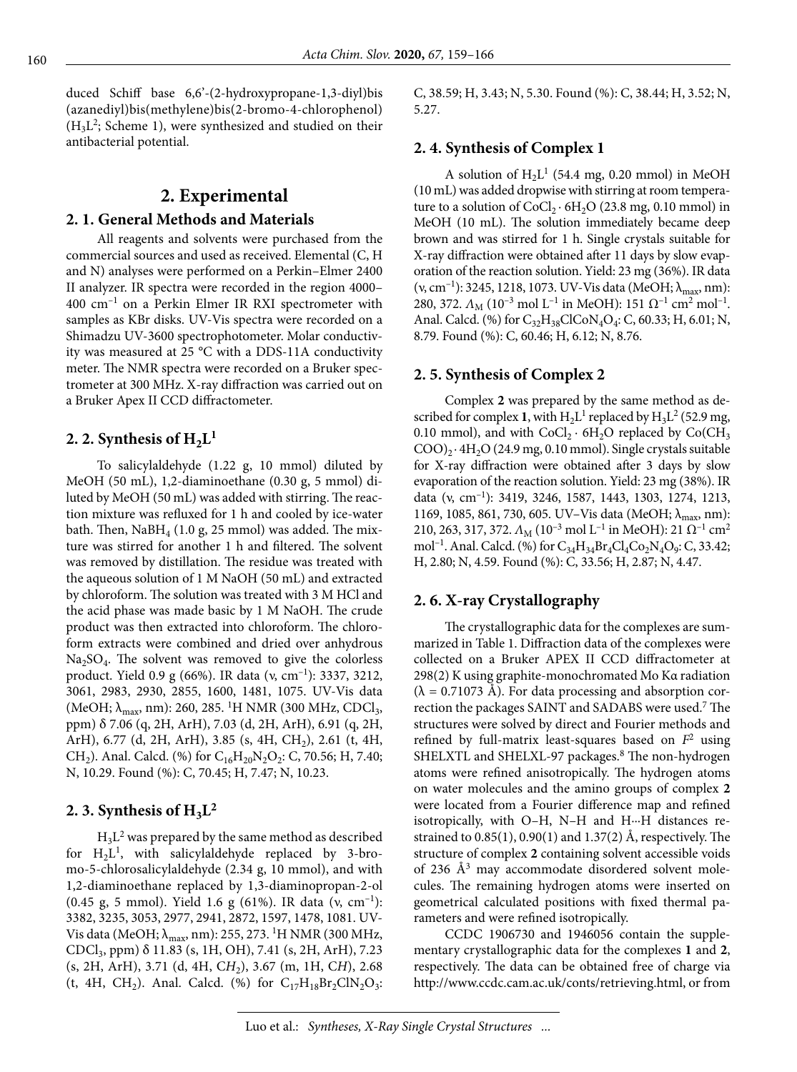duced Schiff base 6,6'-(2-hydroxypropane-1,3-diyl)bis(azanediyl)bis(methylene)bis(2-bromo-4-chlorophenol) ($H_3L^2$; Scheme 1), were synthesized and studied on their antibacterial potential.

## 2. Experimental

### 2. 1. General Methods and Materials

All reagents and solvents were purchased from the commercial sources and used as received. Elemental (C, H and N) analyses were performed on a Perkin–Elmer 2400 II analyzer. IR spectra were recorded in the region 4000–400 $cm^{-1}$ on a Perkin Elmer IR RXI spectrometer with samples as KBr disks. UV-Vis spectra were recorded on a Shimadzu UV-3600 spectrophotometer. Molar conductivity was measured at 25 °C with a DDS-11A conductivity meter. The NMR spectra were recorded on a Bruker spectrometer at 300 MHz. X-ray diffraction was carried out on a Bruker Apex II CCD diffractometer.

### 2. 2. Synthesis of $H_2L^1$

To salicylaldehyde (1.22 g, 10 mmol) diluted by MeOH (50 mL), 1,2-diaminoethane (0.30 g, 5 mmol) diluted by MeOH (50 mL) was added with stirring. The reaction mixture was refluxed for 1 h and cooled by ice-water bath. Then, $NaBH_4$ (1.0 g, 25 mmol) was added. The mixture was stirred for another 1 h and filtered. The solvent was removed by distillation. The residue was treated with the aqueous solution of 1 M NaOH (50 mL) and extracted by chloroform. The solution was treated with 3 M HCl and the acid phase was made basic by 1 M NaOH. The crude product was then extracted into chloroform. The chloroform extracts were combined and dried over anhydrous $Na_2SO_4$. The solvent was removed to give the colorless product. Yield 0.9 g (66%). IR data (ν, $cm^{-1}$): 3337, 3212, 3061, 2983, 2930, 2855, 1600, 1481, 1075. UV-Vis data (MeOH; $\lambda_{max}$, nm): 260, 285. $^1$H NMR (300 MHz, $CDCl_3$, ppm) δ 7.06 (q, 2H, ArH), 7.03 (d, 2H, ArH), 6.91 (q, 2H, ArH), 6.77 (d, 2H, ArH), 3.85 (s, 4H, $CH_2$), 2.61 (t, 4H, $CH_2$). Anal. Calcd. (%) for $C_{16}H_{20}N_2O_2$: C, 70.56; H, 7.40; N, 10.29. Found (%): C, 70.45; H, 7.47; N, 10.23.

### 2. 3. Synthesis of $H_3L^2$

$H_3L^2$ was prepared by the same method as described for $H_2L^1$, with salicylaldehyde replaced by 3-bromo-5-chlorosalicylaldehyde (2.34 g, 10 mmol), and with 1,2-diaminoethane replaced by 1,3-diaminopropan-2-ol (0.45 g, 5 mmol). Yield 1.6 g (61%). IR data (ν, $cm^{-1}$): 3382, 3235, 3053, 2977, 2941, 2872, 1597, 1478, 1081. UV-Vis data (MeOH; $\lambda_{max}$, nm): 255, 273. $^1$H NMR (300 MHz, $CDCl_3$, ppm) δ 11.83 (s, 1H, OH), 7.41 (s, 2H, ArH), 7.23 (s, 2H, ArH), 3.71 (d, 4H, C*H*$_2$), 3.67 (m, 1H, C*H*), 2.68 (t, 4H, $CH_2$). Anal. Calcd. (%) for $C_{17}H_{18}Br_2ClN_2O_3$: C, 38.59; H, 3.43; N, 5.30. Found (%): C, 38.44; H, 3.52; N, 5.27.

### 2. 4. Synthesis of Complex 1

A solution of $H_2L^1$ (54.4 mg, 0.20 mmol) in MeOH (10 mL) was added dropwise with stirring at room temperature to a solution of $CoCl_2 \cdot 6H_2O$ (23.8 mg, 0.10 mmol) in MeOH (10 mL). The solution immediately became deep brown and was stirred for 1 h. Single crystals suitable for X-ray diffraction were obtained after 11 days by slow evaporation of the reaction solution. Yield: 23 mg (36%). IR data (ν, $cm^{-1}$): 3245, 1218, 1073. UV-Vis data (MeOH; $\lambda_{max}$, nm): 280, 372. $\Lambda_M$ ($10^{-3}$ mol $L^{-1}$ in MeOH): 151 $\Omega^{-1}$ $cm^2$ $mol^{-1}$. Anal. Calcd. (%) for $C_{32}H_{38}ClCoN_4O_4$: C, 60.33; H, 6.01; N, 8.79. Found (%): C, 60.46; H, 6.12; N, 8.76.

### 2. 5. Synthesis of Complex 2

Complex **2** was prepared by the same method as described for complex **1**, with $H_2L^1$ replaced by $H_3L^2$ (52.9 mg, 0.10 mmol), and with $CoCl_2 \cdot 6H_2O$ replaced by $Co(CH_3COO)_2 \cdot 4H_2O$ (24.9 mg, 0.10 mmol). Single crystals suitable for X-ray diffraction were obtained after 3 days by slow evaporation of the reaction solution. Yield: 23 mg (38%). IR data (ν, $cm^{-1}$): 3419, 3246, 1587, 1443, 1303, 1274, 1213, 1169, 1085, 861, 730, 605. UV–Vis data (MeOH; $\lambda_{max}$, nm): 210, 263, 317, 372. $\Lambda_M$ ($10^{-3}$ mol $L^{-1}$ in MeOH): 21 $\Omega^{-1}$ $cm^2$ $mol^{-1}$. Anal. Calcd. (%) for $C_{34}H_{34}Br_4Cl_4Co_2N_4O_9$: C, 33.42; H, 2.80; N, 4.59. Found (%): C, 33.56; H, 2.87; N, 4.47.

### 2. 6. X-ray Crystallography

The crystallographic data for the complexes are summarized in Table 1. Diffraction data of the complexes were collected on a Bruker APEX II CCD diffractometer at 298(2) K using graphite-monochromated Mo Kα radiation (λ = 0.71073 Å). For data processing and absorption correction the packages SAINT and SADABS were used.[7] The structures were solved by direct and Fourier methods and refined by full-matrix least-squares based on $F^2$ using SHELXTL and SHELXL-97 packages.[8] The non-hydrogen atoms were refined anisotropically. The hydrogen atoms on water molecules and the amino groups of complex **2** were located from a Fourier difference map and refined isotropically, with O–H, N–H and H···H distances restrained to 0.85(1), 0.90(1) and 1.37(2) Å, respectively. The structure of complex **2** containing solvent accessible voids of 236 Å$^3$ may accommodate disordered solvent molecules. The remaining hydrogen atoms were inserted on geometrical calculated positions with fixed thermal parameters and were refined isotropically.

CCDC 1906730 and 1946056 contain the supplementary crystallographic data for the complexes **1** and **2**, respectively. The data can be obtained free of charge via http://www.ccdc.cam.ac.uk/conts/retrieving.html, or from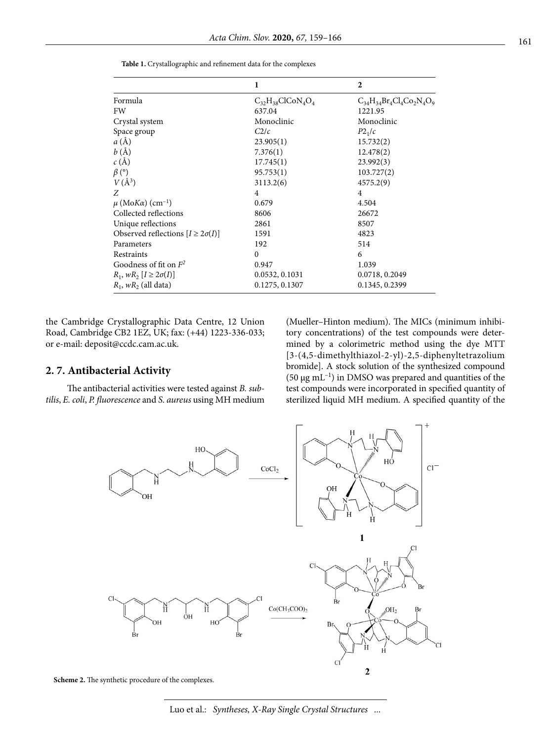**Table 1.** Crystallographic and refinement data for the complexes

| | 1 | 2 |
|---|---|---|
| Formula | $C_{32}H_{38}ClCoN_4O_4$ | $C_{34}H_{34}Br_4Cl_4Co_2N_4O_9$ |
| FW | 637.04 | 1221.95 |
| Crystal system | Monoclinic | Monoclinic |
| Space group | $C2/c$ | $P2_1/c$ |
| $a$ (Å) | 23.905(1) | 15.732(2) |
| $b$ (Å) | 7.376(1) | 12.478(2) |
| $c$ (Å) | 17.745(1) | 23.992(3) |
| $\beta$ (°) | 95.753(1) | 103.727(2) |
| $V$ (Å$^3$) | 3113.2(6) | 4575.2(9) |
| $Z$ | 4 | 4 |
| $\mu$ (Mo$K\alpha$) (cm$^{-1}$) | 0.679 | 4.504 |
| Collected reflections | 8606 | 26672 |
| Unique reflections | 2861 | 8507 |
| Observed reflections [$I \geq 2\sigma(I)$] | 1591 | 4823 |
| Parameters | 192 | 514 |
| Restraints | 0 | 6 |
| Goodness of fit on $F^2$ | 0.947 | 1.039 |
| $R_1$, $wR_2$ [$I \geq 2\sigma(I)$] | 0.0532, 0.1031 | 0.0718, 0.2049 |
| $R_1$, $wR_2$ (all data) | 0.1275, 0.1307 | 0.1345, 0.2399 |

the Cambridge Crystallographic Data Centre, 12 Union Road, Cambridge CB2 1EZ, UK; fax: (+44) 1223-336-033; or e-mail: deposit@ccdc.cam.ac.uk.

## 2. 7. Antibacterial Activity

The antibacterial activities were tested against *B. subtilis*, *E. coli*, *P. fluorescence* and *S. aureus* using MH medium (Mueller–Hinton medium). The MICs (minimum inhibitory concentrations) of the test compounds were determined by a colorimetric method using the dye MTT [3-(4,5-dimethylthiazol-2-yl)-2,5-diphenyltetrazolium bromide]. A stock solution of the synthesized compound (50 μg mL$^{-1}$) in DMSO was prepared and quantities of the test compounds were incorporated in specified quantity of sterilized liquid MH medium. A specified quantity of the

**Scheme 2.** The synthetic procedure of the complexes.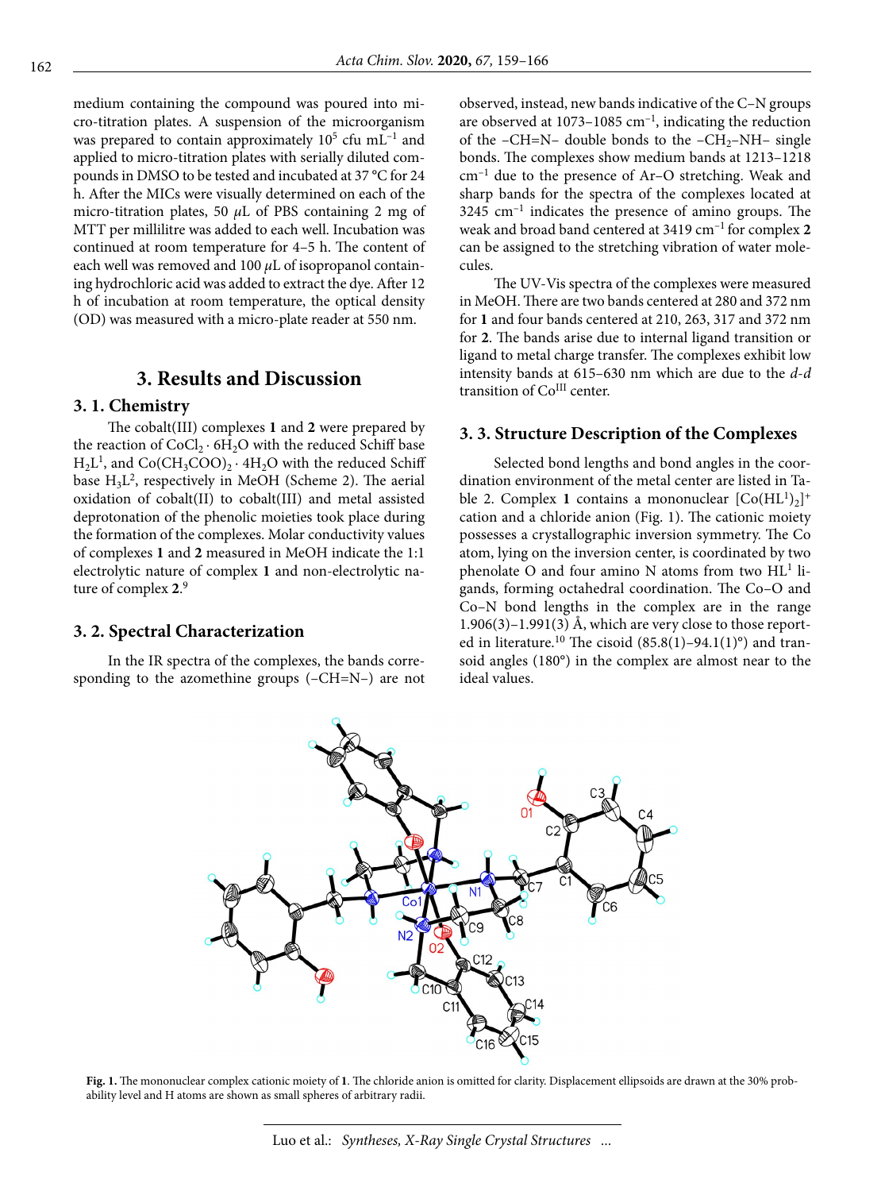medium containing the compound was poured into micro-titration plates. A suspension of the microorganism was prepared to contain approximately $10^5$ cfu mL$^{-1}$ and applied to micro-titration plates with serially diluted compounds in DMSO to be tested and incubated at 37 °C for 24 h. After the MICs were visually determined on each of the micro-titration plates, 50 $\mu$L of PBS containing 2 mg of MTT per millilitre was added to each well. Incubation was continued at room temperature for 4–5 h. The content of each well was removed and 100 $\mu$L of isopropanol containing hydrochloric acid was added to extract the dye. After 12 h of incubation at room temperature, the optical density (OD) was measured with a micro-plate reader at 550 nm.

## 3. Results and Discussion

### 3. 1. Chemistry

The cobalt(III) complexes **1** and **2** were prepared by the reaction of $CoCl_2 \cdot 6H_2O$ with the reduced Schiff base $H_2L^1$, and $Co(CH_3COO)_2 \cdot 4H_2O$ with the reduced Schiff base $H_3L^2$, respectively in MeOH (Scheme 2). The aerial oxidation of cobalt(II) to cobalt(III) and metal assisted deprotonation of the phenolic moieties took place during the formation of the complexes. Molar conductivity values of complexes **1** and **2** measured in MeOH indicate the 1:1 electrolytic nature of complex **1** and non-electrolytic nature of complex **2**.[9]

### 3. 2. Spectral Characterization

In the IR spectra of the complexes, the bands corresponding to the azomethine groups (–CH=N–) are not observed, instead, new bands indicative of the C–N groups are observed at 1073–1085 cm$^{-1}$, indicating the reduction of the –CH=N– double bonds to the –$CH_2$–NH– single bonds. The complexes show medium bands at 1213–1218 cm$^{-1}$ due to the presence of Ar–O stretching. Weak and sharp bands for the spectra of the complexes located at 3245 cm$^{-1}$ indicates the presence of amino groups. The weak and broad band centered at 3419 cm$^{-1}$ for complex **2** can be assigned to the stretching vibration of water molecules.

The UV-Vis spectra of the complexes were measured in MeOH. There are two bands centered at 280 and 372 nm for **1** and four bands centered at 210, 263, 317 and 372 nm for **2**. The bands arise due to internal ligand transition or ligand to metal charge transfer. The complexes exhibit low intensity bands at 615–630 nm which are due to the *d-d* transition of Co$^{III}$ center.

### 3. 3. Structure Description of the Complexes

Selected bond lengths and bond angles in the coordination environment of the metal center are listed in Table 2. Complex **1** contains a mononuclear $[Co(HL^1)_2]^+$ cation and a chloride anion (Fig. 1). The cationic moiety possesses a crystallographic inversion symmetry. The Co atom, lying on the inversion center, is coordinated by two phenolate O and four amino N atoms from two $HL^1$ ligands, forming octahedral coordination. The Co–O and Co–N bond lengths in the complex are in the range 1.906(3)–1.991(3) Å, which are very close to those reported in literature.[10] The cisoid (85.8(1)–94.1(1)°) and transoid angles (180°) in the complex are almost near to the ideal values.

**Fig. 1.** The mononuclear complex cationic moiety of **1**. The chloride anion is omitted for clarity. Displacement ellipsoids are drawn at the 30% probability level and H atoms are shown as small spheres of arbitrary radii.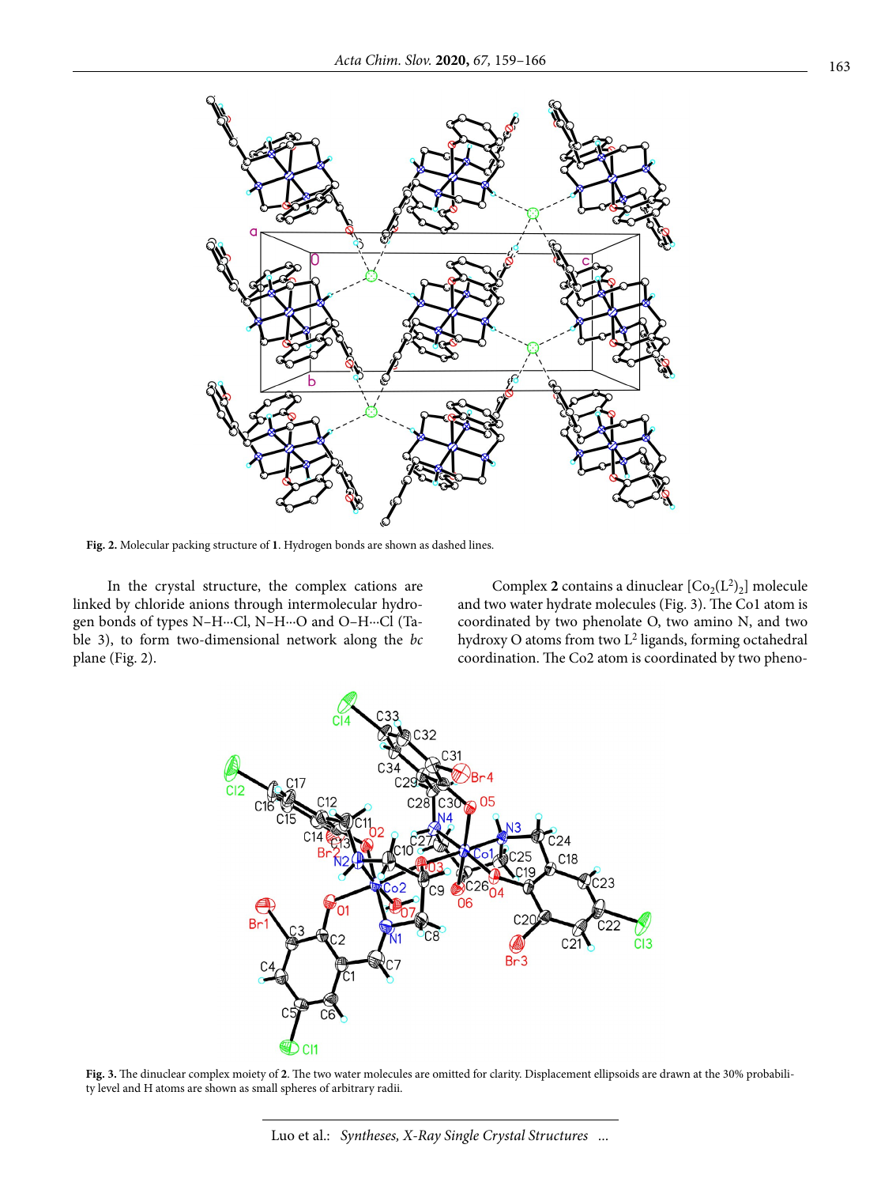**Fig. 2.** Molecular packing structure of **1**. Hydrogen bonds are shown as dashed lines.

In the crystal structure, the complex cations are linked by chloride anions through intermolecular hydrogen bonds of types N–H···Cl, N–H···O and O–H···Cl (Table 3), to form two-dimensional network along the *bc* plane (Fig. 2).

Complex **2** contains a dinuclear $[Co_2(L^2)_2]$ molecule and two water hydrate molecules (Fig. 3). The Co1 atom is coordinated by two phenolate O, two amino N, and two hydroxy O atoms from two $L^2$ ligands, forming octahedral coordination. The Co2 atom is coordinated by two pheno-

**Fig. 3.** The dinuclear complex moiety of **2**. The two water molecules are omitted for clarity. Displacement ellipsoids are drawn at the 30% probability level and H atoms are shown as small spheres of arbitrary radii.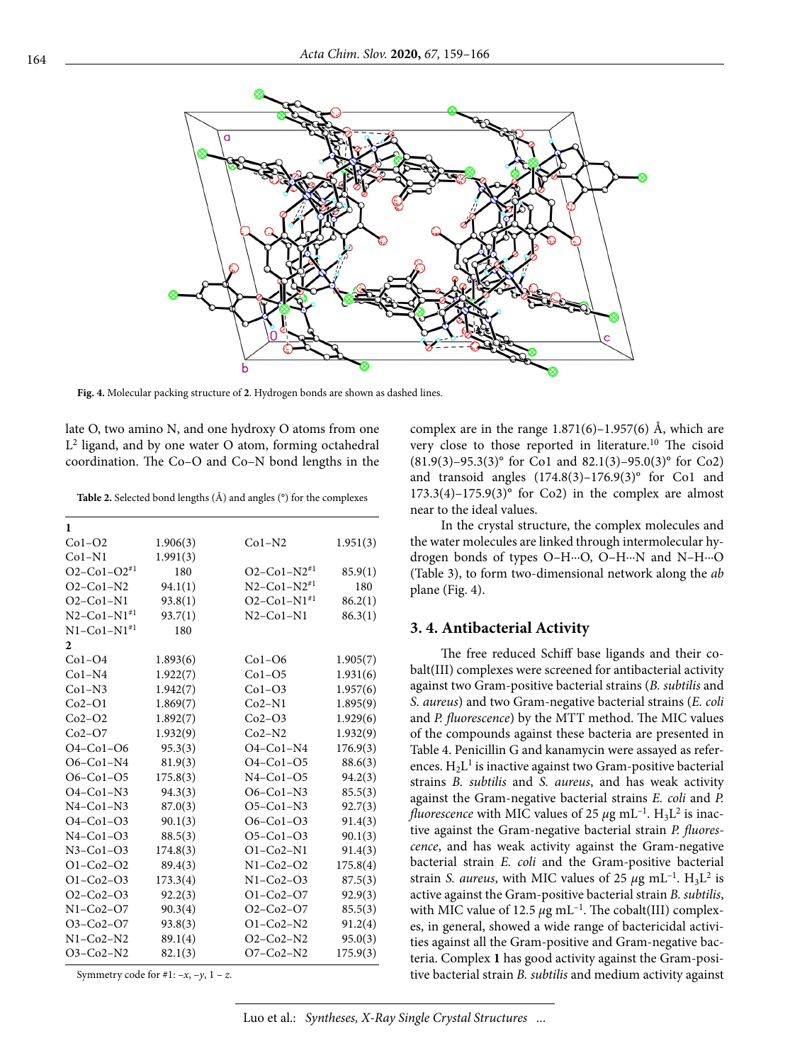**Fig. 4.** Molecular packing structure of **2**. Hydrogen bonds are shown as dashed lines.

late O, two amino N, and one hydroxy O atoms from one $L^2$ ligand, and by one water O atom, forming octahedral coordination. The Co–O and Co–N bond lengths in the complex are in the range 1.871(6)–1.957(6) Å, which are very close to those reported in literature.[10] The cisoid (81.9(3)–95.3(3)° for Co1 and 82.1(3)–95.0(3)° for Co2) and transoid angles (174.8(3)–176.9(3)° for Co1 and 173.3(4)–175.9(3)° for Co2) in the complex are almost near to the ideal values.

**Table 2.** Selected bond lengths (Å) and angles (°) for the complexes

| | | | |
|---|---|---|---|
| **1** | | | |
| Co1–O2 | 1.906(3) | Co1–N2 | 1.951(3) |
| Co1–N1 | 1.991(3) | | |
| O2–Co1–O2#1 | 180 | O2–Co1–N2#1 | 85.9(1) |
| O2–Co1–N2 | 94.1(1) | N2–Co1–N2#1 | 180 |
| O2–Co1–N1 | 93.8(1) | O2–Co1–N1#1 | 86.2(1) |
| N2–Co1–N1#1 | 93.7(1) | N2–Co1–N1 | 86.3(1) |
| N1–Co1–N1#1 | 180 | | |
| **2** | | | |
| Co1–O4 | 1.893(6) | Co1–O6 | 1.905(7) |
| Co1–N4 | 1.922(7) | Co1–O5 | 1.931(6) |
| Co1–N3 | 1.942(7) | Co1–O3 | 1.957(6) |
| Co2–O1 | 1.869(7) | Co2–N1 | 1.895(9) |
| Co2–O2 | 1.892(7) | Co2–O3 | 1.929(6) |
| Co2–O7 | 1.932(9) | Co2–N2 | 1.932(9) |
| O4–Co1–O6 | 95.3(3) | O4–Co1–N4 | 176.9(3) |
| O6–Co1–N4 | 81.9(3) | O4–Co1–O5 | 88.6(3) |
| O6–Co1–O5 | 175.8(3) | N4–Co1–O5 | 94.2(3) |
| O4–Co1–N3 | 94.3(3) | O6–Co1–N3 | 85.5(3) |
| N4–Co1–N3 | 87.0(3) | O5–Co1–N3 | 92.7(3) |
| O4–Co1–O3 | 90.1(3) | O6–Co1–O3 | 91.4(3) |
| N4–Co1–O3 | 88.5(3) | O5–Co1–O3 | 90.1(3) |
| N3–Co1–O3 | 174.8(3) | O1–Co2–N1 | 91.4(3) |
| O1–Co2–O2 | 89.4(3) | N1–Co2–O2 | 175.8(4) |
| O1–Co2–O3 | 173.3(4) | N1–Co2–O3 | 87.5(3) |
| O2–Co2–O3 | 92.2(3) | O1–Co2–O7 | 92.9(3) |
| N1–Co2–O7 | 90.3(4) | O2–Co2–O7 | 85.5(3) |
| O3–Co2–O7 | 93.8(3) | O1–Co2–N2 | 91.2(4) |
| N1–Co2–N2 | 89.1(4) | O2–Co2–N2 | 95.0(3) |
| O3–Co2–N2 | 82.1(3) | O7–Co2–N2 | 175.9(3) |

Symmetry code for #1: –*x*, –*y*, 1 – *z*.

In the crystal structure, the complex molecules and the water molecules are linked through intermolecular hydrogen bonds of types O–H···O, O–H···N and N–H···O (Table 3), to form two-dimensional network along the *ab* plane (Fig. 4).

## 3. 4. Antibacterial Activity

The free reduced Schiff base ligands and their cobalt(III) complexes were screened for antibacterial activity against two Gram-positive bacterial strains (*B. subtilis* and *S. aureus*) and two Gram-negative bacterial strains (*E. coli* and *P. fluorescence*) by the MTT method. The MIC values of the compounds against these bacteria are presented in Table 4. Penicillin G and kanamycin were assayed as references. $H_2L^1$ is inactive against two Gram-positive bacterial strains *B. subtilis* and *S. aureus*, and has weak activity against the Gram-negative bacterial strains *E. coli* and *P. fluorescence* with MIC values of 25 $\mu$g mL$^{-1}$. $H_3L^2$ is inactive against the Gram-negative bacterial strain *P. fluorescence*, and has weak activity against the Gram-negative bacterial strain *E. coli* and the Gram-positive bacterial strain *S. aureus*, with MIC values of 25 $\mu$g mL$^{-1}$. $H_3L^2$ is active against the Gram-positive bacterial strain *B. subtilis*, with MIC value of 12.5 $\mu$g mL$^{-1}$. The cobalt(III) complexes, in general, showed a wide range of bactericidal activities against all the Gram-positive and Gram-negative bacteria. Complex **1** has good activity against the Gram-positive bacterial strain *B. subtilis* and medium activity against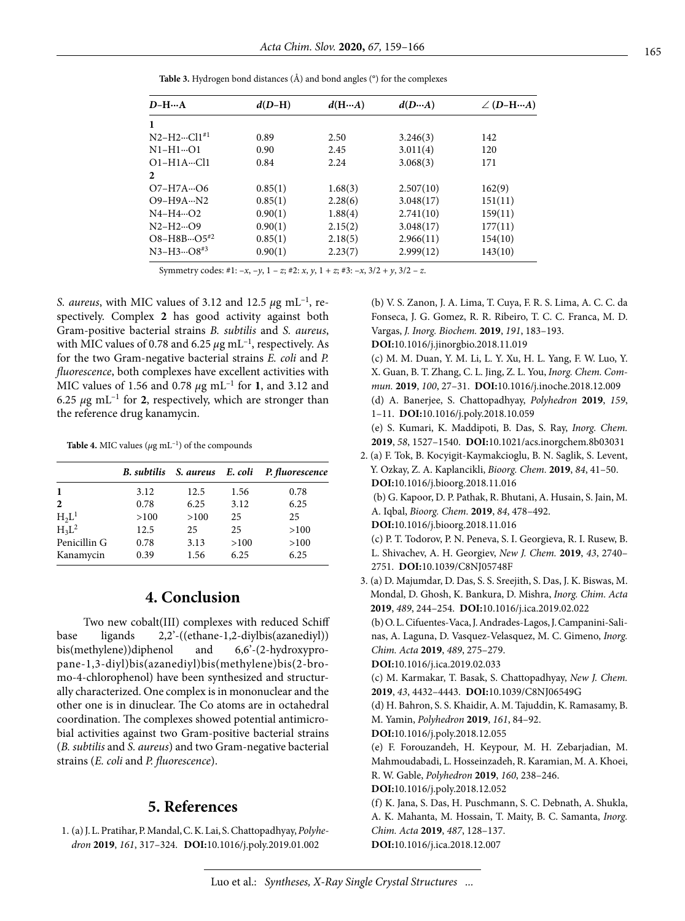**Table 3.** Hydrogen bond distances (Å) and bond angles (°) for the complexes

| *D*–H···A | *d*(*D*–H) | *d*(H···*A*) | *d*(*D*···*A*) | ∠ (*D*–H···*A*) |
|---|---|---|---|---|
| **1** | | | | |
| N2–H2···Cl1[#1] | 0.89 | 2.50 | 3.246(3) | 142 |
| N1–H1···O1 | 0.90 | 2.45 | 3.011(4) | 120 |
| O1–H1A···Cl1 | 0.84 | 2.24 | 3.068(3) | 171 |
| **2** | | | | |
| O7–H7A···O6 | 0.85(1) | 1.68(3) | 2.507(10) | 162(9) |
| O9–H9A···N2 | 0.85(1) | 2.28(6) | 3.048(17) | 151(11) |
| N4–H4···O2 | 0.90(1) | 1.88(4) | 2.741(10) | 159(11) |
| N2–H2···O9 | 0.90(1) | 2.15(2) | 3.048(17) | 177(11) |
| O8–H8B···O5[#2] | 0.85(1) | 2.18(5) | 2.966(11) | 154(10) |
| N3–H3···O8[#3] | 0.90(1) | 2.23(7) | 2.999(12) | 143(10) |

Symmetry codes: #1: –*x*, –*y*, 1 – *z*; #2: *x*, *y*, 1 + *z*; #3: –*x*, 3/2 + *y*, 3/2 – *z*.

*S. aureus*, with MIC values of 3.12 and 12.5 $\mu$g mL$^{-1}$, respectively. Complex **2** has good activity against both Gram-positive bacterial strains *B. subtilis* and *S. aureus*, with MIC values of 0.78 and 6.25 $\mu$g mL$^{-1}$, respectively. As for the two Gram-negative bacterial strains *E. coli* and *P. fluorescence*, both complexes have excellent activities with MIC values of 1.56 and 0.78 $\mu$g mL$^{-1}$ for **1**, and 3.12 and 6.25 $\mu$g mL$^{-1}$ for **2**, respectively, which are stronger than the reference drug kanamycin.

**Table 4.** MIC values ($\mu$g mL$^{-1}$) of the compounds

| | *B. subtilis* | *S. aureus* | *E. coli* | *P. fluorescence* |
|---|---|---|---|---|
| **1** | 3.12 | 12.5 | 1.56 | 0.78 |
| **2** | 0.78 | 6.25 | 3.12 | 6.25 |
| $H_2L^1$ | >100 | >100 | 25 | 25 |
| $H_3L^2$ | 12.5 | 25 | 25 | >100 |
| Penicillin G | 0.78 | 3.13 | >100 | >100 |
| Kanamycin | 0.39 | 1.56 | 6.25 | 6.25 |

## 4. Conclusion

Two new cobalt(III) complexes with reduced Schiff base ligands 2,2'-((ethane-1,2-diylbis(azanediyl))bis(methylene))diphenol and 6,6'-(2-hydroxypropane-1,3-diyl)bis(azanediyl)bis(methylene)bis(2-bromo-4-chlorophenol) have been synthesized and structurally characterized. One complex is in mononuclear and the other one is in dinuclear. The Co atoms are in octahedral coordination. The complexes showed potential antimicrobial activities against two Gram-positive bacterial strains (*B. subtilis* and *S. aureus*) and two Gram-negative bacterial strains (*E. coli* and *P. fluorescence*).

## 5. References

1. (a) J. L. Pratihar, P. Mandal, C. K. Lai, S. Chattopadhyay, *Polyhedron* **2019**, *161*, 317–324. **DOI:**10.1016/j.poly.2019.01.002
(b) V. S. Zanon, J. A. Lima, T. Cuya, F. R. S. Lima, A. C. C. da Fonseca, J. G. Gomez, R. R. Ribeiro, T. C. C. Franca, M. D. Vargas, *J. Inorg. Biochem.* **2019**, *191*, 183–193. **DOI:**10.1016/j.jinorgbio.2018.11.019
(c) M. M. Duan, Y. M. Li, L. Y. Xu, H. L. Yang, F. W. Luo, Y. X. Guan, B. T. Zhang, C. L. Jing, Z. L. You, *Inorg. Chem. Commun.* **2019**, *100*, 27–31. **DOI:**10.1016/j.inoche.2018.12.009
(d) A. Banerjee, S. Chattopadhyay, *Polyhedron* **2019**, *159*, 1–11. **DOI:**10.1016/j.poly.2018.10.059
(e) S. Kumari, K. Maddipoti, B. Das, S. Ray, *Inorg. Chem.* **2019**, *58*, 1527–1540. **DOI:**10.1021/acs.inorgchem.8b03031
2. (a) F. Tok, B. Kocyigit-Kaymakcioglu, B. N. Saglik, S. Levent, Y. Ozkay, Z. A. Kaplancikli, *Bioorg. Chem.* **2019**, *84*, 41–50. **DOI:**10.1016/j.bioorg.2018.11.016
(b) G. Kapoor, D. P. Pathak, R. Bhutani, A. Husain, S. Jain, M. A. Iqbal, *Bioorg. Chem.* **2019**, *84*, 478–492. **DOI:**10.1016/j.bioorg.2018.11.016
(c) P. T. Todorov, P. N. Peneva, S. I. Georgieva, R. I. Rusew, B. L. Shivachev, A. H. Georgiev, *New J. Chem.* **2019**, *43*, 2740–2751. **DOI:**10.1039/C8NJ05748F
3. (a) D. Majumdar, D. Das, S. S. Sreejith, S. Das, J. K. Biswas, M. Mondal, D. Ghosh, K. Bankura, D. Mishra, *Inorg. Chim. Acta* **2019**, *489*, 244–254. **DOI:**10.1016/j.ica.2019.02.022
(b) O. L. Cifuentes-Vaca, J. Andrades-Lagos, J. Campanini-Salinas, A. Laguna, D. Vasquez-Velasquez, M. C. Gimeno, *Inorg. Chim. Acta* **2019**, *489*, 275–279. **DOI:**10.1016/j.ica.2019.02.033
(c) M. Karmakar, T. Basak, S. Chattopadhyay, *New J. Chem.* **2019**, *43*, 4432–4443. **DOI:**10.1039/C8NJ06549G
(d) H. Bahron, S. S. Khaidir, A. M. Tajuddin, K. Ramasamy, B. M. Yamin, *Polyhedron* **2019**, *161*, 84–92. **DOI:**10.1016/j.poly.2018.12.055
(e) F. Forouzandeh, H. Keypour, M. H. Zebarjadian, M. Mahmoudabadi, L. Hosseinzadeh, H. Karamian, M. A. Khoei, R. W. Gable, *Polyhedron* **2019**, *160*, 238–246. **DOI:**10.1016/j.poly.2018.12.052
(f) K. Jana, S. Das, H. Puschmann, S. C. Debnath, A. Shukla, A. K. Mahanta, M. Hossain, T. Maity, B. C. Samanta, *Inorg. Chim. Acta* **2019**, *487*, 128–137. **DOI:**10.1016/j.ica.2018.12.007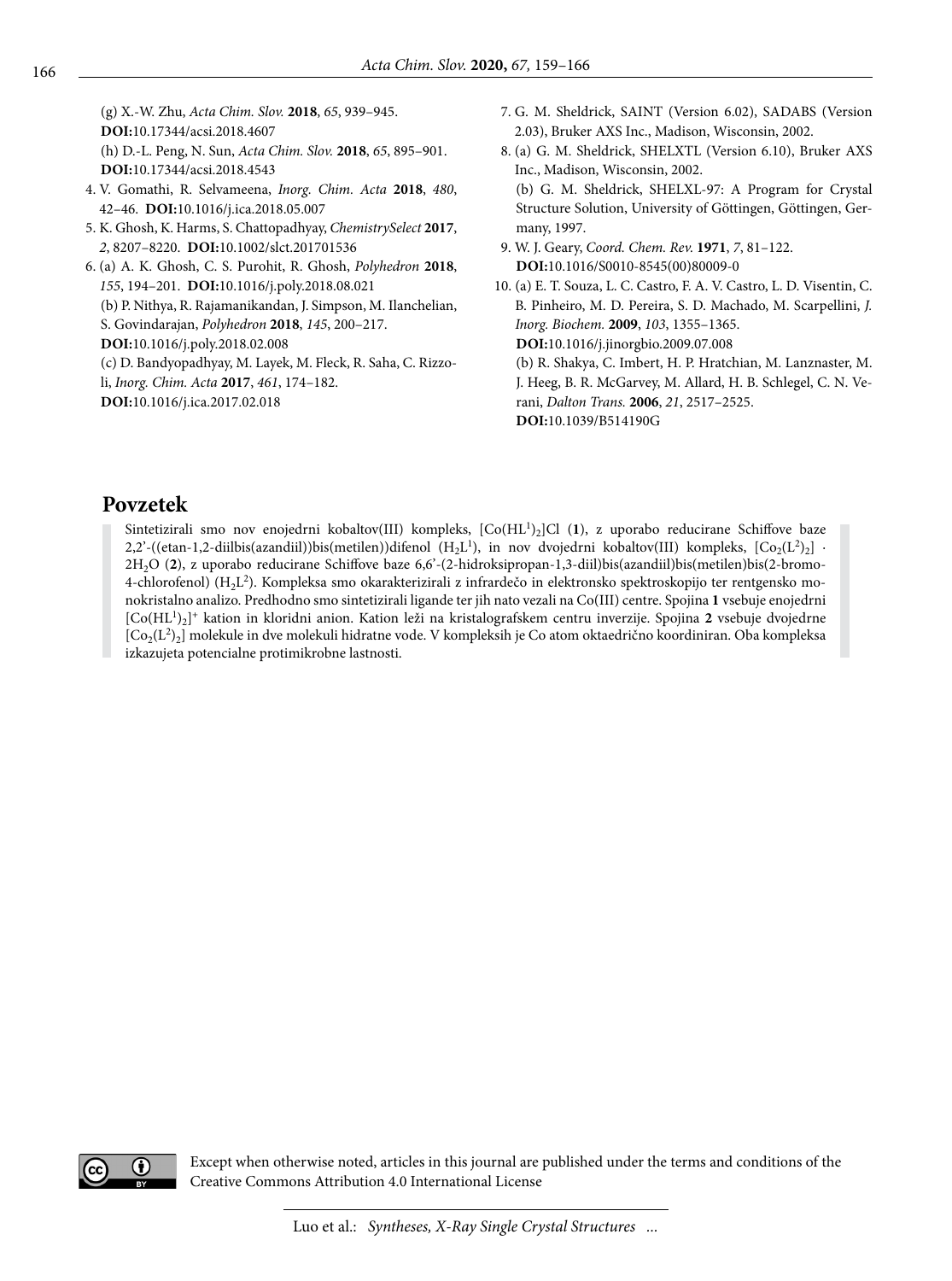(g) X.-W. Zhu, *Acta Chim. Slov.* **2018**, *65*, 939–945. **DOI:**10.17344/acsi.2018.4607

(h) D.-L. Peng, N. Sun, *Acta Chim. Slov.* **2018**, *65*, 895–901. **DOI:**10.17344/acsi.2018.4543

4. V. Gomathi, R. Selvameena, *Inorg. Chim. Acta* **2018**, *480*, 42–46. **DOI:**10.1016/j.ica.2018.05.007
5. K. Ghosh, K. Harms, S. Chattopadhyay, *ChemistrySelect* **2017**, *2*, 8207–8220. **DOI:**10.1002/slct.201701536
6. (a) A. K. Ghosh, C. S. Purohit, R. Ghosh, *Polyhedron* **2018**, *155*, 194–201. **DOI:**10.1016/j.poly.2018.08.021

(b) P. Nithya, R. Rajamanikandan, J. Simpson, M. Ilanchelian, S. Govindarajan, *Polyhedron* **2018**, *145*, 200–217. **DOI:**10.1016/j.poly.2018.02.008

(c) D. Bandyopadhyay, M. Layek, M. Fleck, R. Saha, C. Rizzoli, *Inorg. Chim. Acta* **2017**, *461*, 174–182. **DOI:**10.1016/j.ica.2017.02.018

7. G. M. Sheldrick, SAINT (Version 6.02), SADABS (Version 2.03), Bruker AXS Inc., Madison, Wisconsin, 2002.
8. (a) G. M. Sheldrick, SHELXTL (Version 6.10), Bruker AXS Inc., Madison, Wisconsin, 2002.

(b) G. M. Sheldrick, SHELXL-97: A Program for Crystal Structure Solution, University of Göttingen, Göttingen, Germany, 1997.

9. W. J. Geary, *Coord. Chem. Rev.* **1971**, *7*, 81–122. **DOI:**10.1016/S0010-8545(00)80009-0
10. (a) E. T. Souza, L. C. Castro, F. A. V. Castro, L. D. Visentin, C. B. Pinheiro, M. D. Pereira, S. D. Machado, M. Scarpellini, *J. Inorg. Biochem.* **2009**, *103*, 1355–1365. **DOI:**10.1016/j.jinorgbio.2009.07.008

(b) R. Shakya, C. Imbert, H. P. Hratchian, M. Lanznaster, M. J. Heeg, B. R. McGarvey, M. Allard, H. B. Schlegel, C. N. Verani, *Dalton Trans.* **2006**, *21*, 2517–2525. **DOI:**10.1039/B514190G

## Povzetek

Sintetizirali smo nov enojedrni kobaltov(III) kompleks, $[Co(HL^1)_2]Cl$ (**1**), z uporabo reducirane Schiffove baze 2,2'-((etan-1,2-diilbis(azandiil))bis(metilen))difenol ($H_2L^1$), in nov dvojedrni kobaltov(III) kompleks, $[Co_2(L^2)_2] \cdot 2H_2O$ (**2**), z uporabo reducirane Schiffove baze 6,6'-(2-hidroksipropan-1,3-diil)bis(azandiil)bis(metilen)bis(2-bromo-4-chlorofenol) ($H_2L^2$). Kompleksa smo okarakterizirali z infrardečo in elektronsko spektroskopijo ter rentgensko monokristalno analizo. Predhodno smo sintetizirali ligande ter jih nato vezali na Co(III) centre. Spojina **1** vsebuje enojedrni $[Co(HL^1)_2]^+$ kation in kloridni anion. Kation leži na kristalografskem centru inverzije. Spojina **2** vsebuje dvojedrne $[Co_2(L^2)_2]$ molekule in dve molekuli hidratne vode. V kompleksih je Co atom oktaedrično koordiniran. Oba kompleksa izkazujeta potencialne protimikrobne lastnosti.

Except when otherwise noted, articles in this journal are published under the terms and conditions of the Creative Commons Attribution 4.0 International License